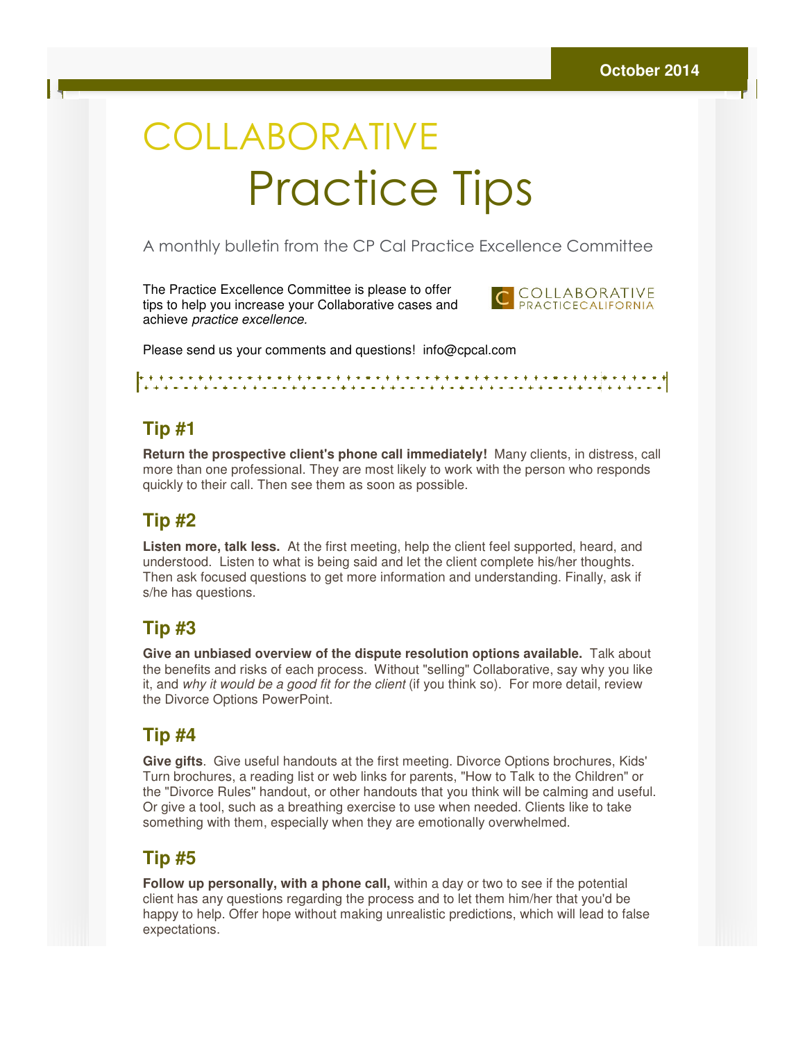October 2014

# COLLABORATIVE Practice Tips

A monthly bulletin from the CP Cal Practice Excellence Committee

The Practice Excellence Committee is please to offer tips to help you increase your Collaborative cases and achieve *practice excellence*.

COLLABORATIVE PRACTICECALIFORNIA

Please send us your comments and questions! info@cpcal.com

## Tip #1

**Return the prospective client's phone call immediately!** Many clients, in distress, call more than one professional. They are most likely to work with the person who responds quickly to their call. Then see them as soon as possible.

## Tip #2

**Listen more, talk less.** At the first meeting, help the client feel supported, heard, and understood. Listen to what is being said and let the client complete his/her thoughts. Then ask focused questions to get more information and understanding. Finally, ask if s/he has questions.

## Tip #3

**Give an unbiased overview of the dispute resolution options available.** Talk about the benefits and risks of each process. Without "selling" Collaborative, say why you like it, and *why it would be a good fit for the client* (if you think so). For more detail, review the Divorce Options PowerPoint.

## Tip #4

**Give gifts**. Give useful handouts at the first meeting. Divorce Options brochures, Kids' Turn brochures, a reading list or web links for parents, "How to Talk to the Children" or the "Divorce Rules" handout, or other handouts that you think will be calming and useful. Or give a tool, such as a breathing exercise to use when needed. Clients like to take something with them, especially when they are emotionally overwhelmed.

## Tip #5

**Follow up personally, with a phone call,** within a day or two to see if the potential client has any questions regarding the process and to let them him/her that you'd be happy to help. Offer hope without making unrealistic predictions, which will lead to false expectations.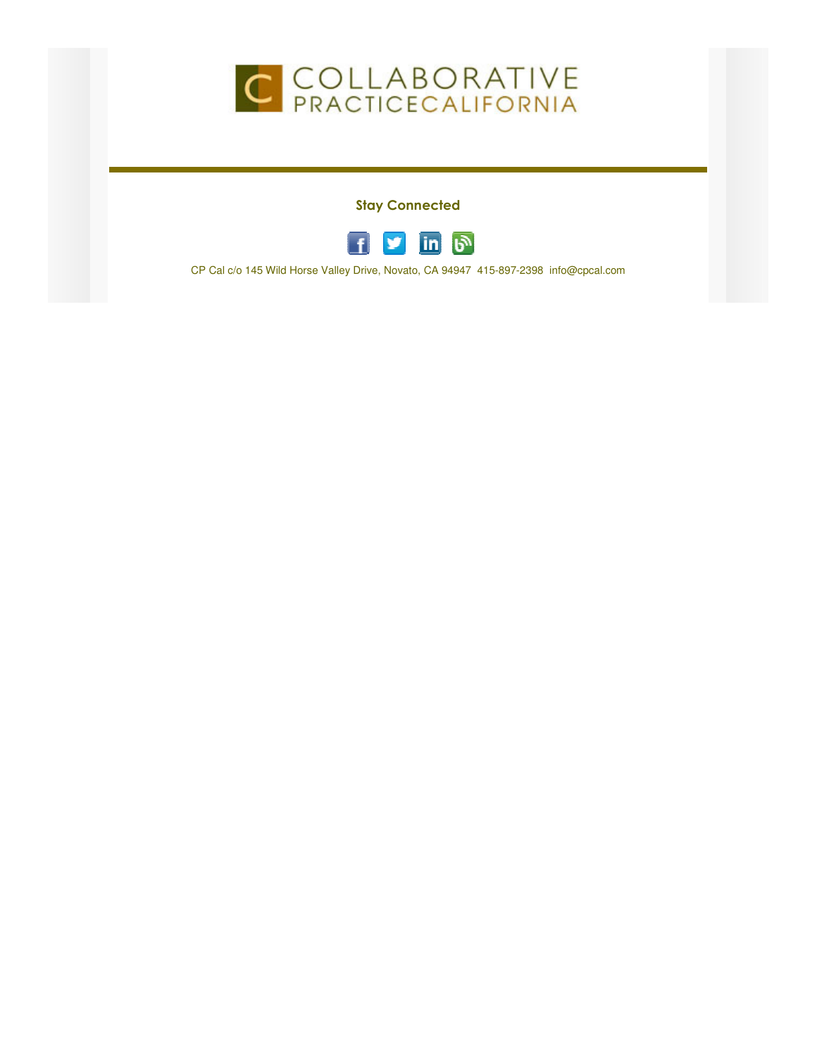COLLABORATIVE PRACTICECALIFORNIA

### Stay Connected

CP Cal c/o 145 Wild Horse Valley Drive, Novato, CA 94947  415-897-2398  info@cpcal.com